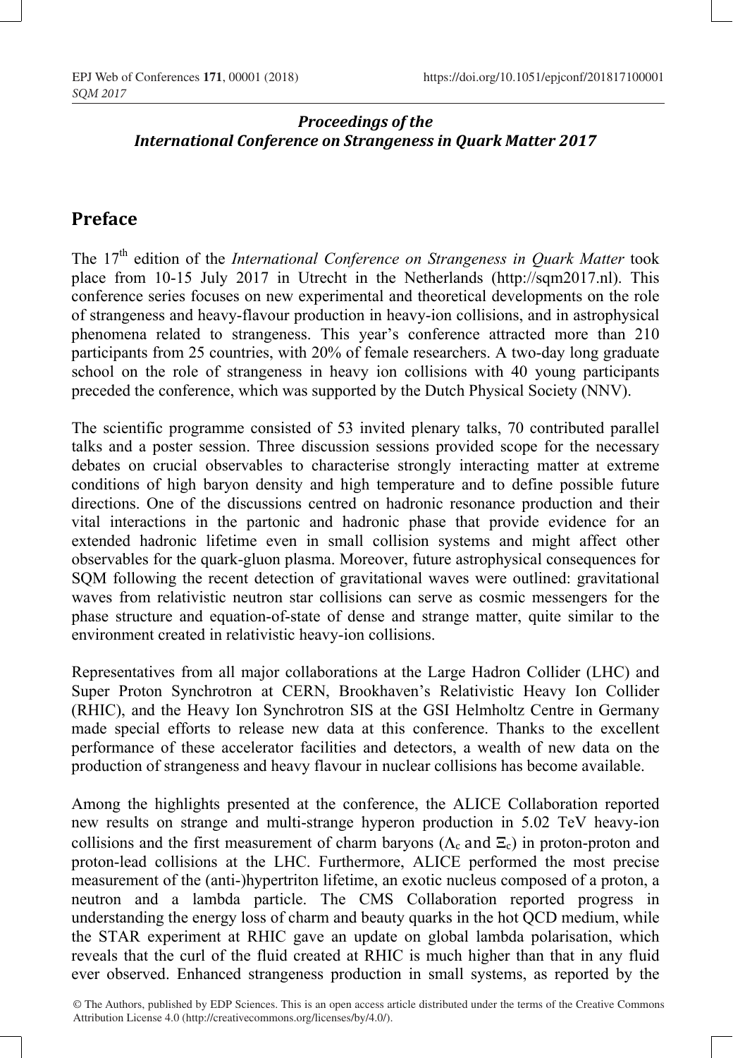*Proceedings of the*
***International Conference on Strangeness in Quark Matter 2017***

# Preface

The 17$^{th}$ edition of the *International Conference on Strangeness in Quark Matter* took place from 10-15 July 2017 in Utrecht in the Netherlands (http://sqm2017.nl). This conference series focuses on new experimental and theoretical developments on the role of strangeness and heavy-flavour production in heavy-ion collisions, and in astrophysical phenomena related to strangeness. This year's conference attracted more than 210 participants from 25 countries, with 20% of female researchers. A two-day long graduate school on the role of strangeness in heavy ion collisions with 40 young participants preceded the conference, which was supported by the Dutch Physical Society (NNV).

The scientific programme consisted of 53 invited plenary talks, 70 contributed parallel talks and a poster session. Three discussion sessions provided scope for the necessary debates on crucial observables to characterise strongly interacting matter at extreme conditions of high baryon density and high temperature and to define possible future directions. One of the discussions centred on hadronic resonance production and their vital interactions in the partonic and hadronic phase that provide evidence for an extended hadronic lifetime even in small collision systems and might affect other observables for the quark-gluon plasma. Moreover, future astrophysical consequences for SQM following the recent detection of gravitational waves were outlined: gravitational waves from relativistic neutron star collisions can serve as cosmic messengers for the phase structure and equation-of-state of dense and strange matter, quite similar to the environment created in relativistic heavy-ion collisions.

Representatives from all major collaborations at the Large Hadron Collider (LHC) and Super Proton Synchrotron at CERN, Brookhaven's Relativistic Heavy Ion Collider (RHIC), and the Heavy Ion Synchrotron SIS at the GSI Helmholtz Centre in Germany made special efforts to release new data at this conference. Thanks to the excellent performance of these accelerator facilities and detectors, a wealth of new data on the production of strangeness and heavy flavour in nuclear collisions has become available.

Among the highlights presented at the conference, the ALICE Collaboration reported new results on strange and multi-strange hyperon production in 5.02 TeV heavy-ion collisions and the first measurement of charm baryons ($\Lambda_c$ and $\Xi_c$) in proton-proton and proton-lead collisions at the LHC. Furthermore, ALICE performed the most precise measurement of the (anti-)hypertriton lifetime, an exotic nucleus composed of a proton, a neutron and a lambda particle. The CMS Collaboration reported progress in understanding the energy loss of charm and beauty quarks in the hot QCD medium, while the STAR experiment at RHIC gave an update on global lambda polarisation, which reveals that the curl of the fluid created at RHIC is much higher than that in any fluid ever observed. Enhanced strangeness production in small systems, as reported by the

© The Authors, published by EDP Sciences. This is an open access article distributed under the terms of the Creative Commons Attribution License 4.0 (http://creativecommons.org/licenses/by/4.0/).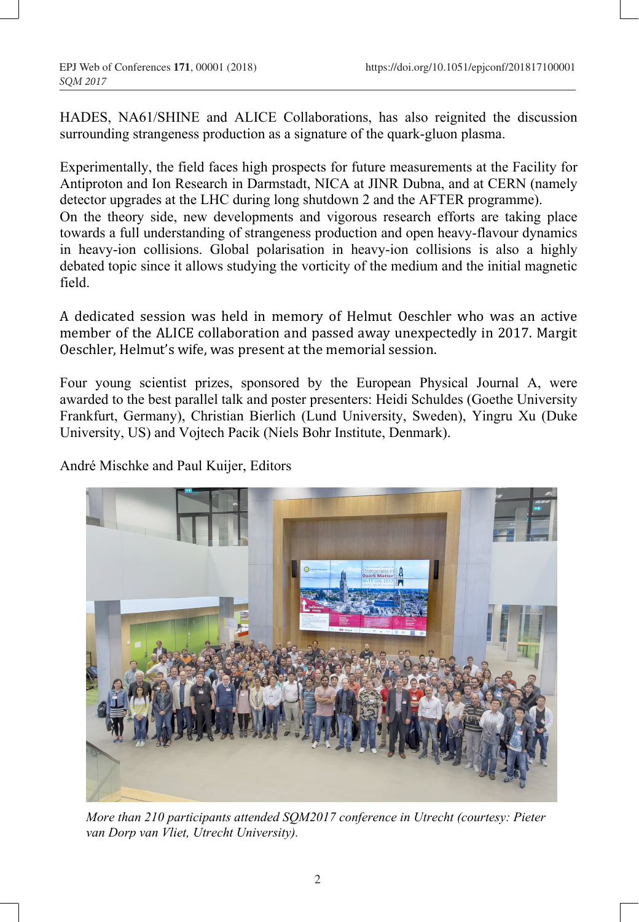HADES, NA61/SHINE and ALICE Collaborations, has also reignited the discussion surrounding strangeness production as a signature of the quark-gluon plasma.

Experimentally, the field faces high prospects for future measurements at the Facility for Antiproton and Ion Research in Darmstadt, NICA at JINR Dubna, and at CERN (namely detector upgrades at the LHC during long shutdown 2 and the AFTER programme).
On the theory side, new developments and vigorous research efforts are taking place towards a full understanding of strangeness production and open heavy-flavour dynamics in heavy-ion collisions. Global polarisation in heavy-ion collisions is also a highly debated topic since it allows studying the vorticity of the medium and the initial magnetic field.

A dedicated session was held in memory of Helmut Oeschler who was an active member of the ALICE collaboration and passed away unexpectedly in 2017. Margit Oeschler, Helmut's wife, was present at the memorial session.

Four young scientist prizes, sponsored by the European Physical Journal A, were awarded to the best parallel talk and poster presenters: Heidi Schuldes (Goethe University Frankfurt, Germany), Christian Bierlich (Lund University, Sweden), Yingru Xu (Duke University, US) and Vojtech Pacik (Niels Bohr Institute, Denmark).

André Mischke and Paul Kuijer, Editors

*More than 210 participants attended SQM2017 conference in Utrecht (courtesy: Pieter van Dorp van Vliet, Utrecht University).*